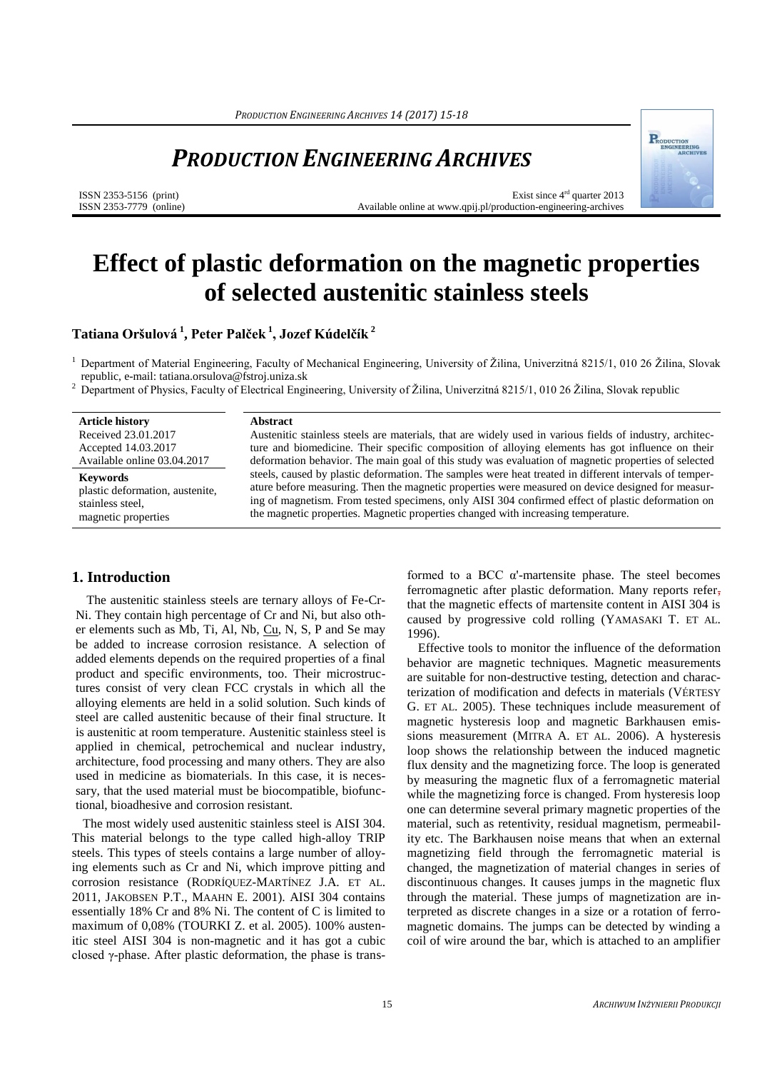# *PRODUCTION ENGINEERING ARCHIVES*

ISSN 2353-5156 (print)
ISSN 2353-7779 (online)

Exist since 4[rd] quarter 2013
Available online at www.qpij.pl/production-engineering-archives

# Effect of plastic deformation on the magnetic properties of selected austenitic stainless steels

**Tatiana Oršulová [1], Peter Palček [1], Jozef Kúdelčík [2]**

[1] Department of Material Engineering, Faculty of Mechanical Engineering, University of Žilina, Univerzitná 8215/1, 010 26 Žilina, Slovak republic, e-mail: tatiana.orsulova@fstroj.uniza.sk

[2] Department of Physics, Faculty of Electrical Engineering, University of Žilina, Univerzitná 8215/1, 010 26 Žilina, Slovak republic

**Article history**
Received 23.01.2017
Accepted 14.03.2017
Available online 03.04.2017

**Keywords**
plastic deformation, austenite, stainless steel, magnetic properties

**Abstract**

Austenitic stainless steels are materials, that are widely used in various fields of industry, architecture and biomedicine. Their specific composition of alloying elements has got influence on their deformation behavior. The main goal of this study was evaluation of magnetic properties of selected steels, caused by plastic deformation. The samples were heat treated in different intervals of temperature before measuring. Then the magnetic properties were measured on device designed for measuring of magnetism. From tested specimens, only AISI 304 confirmed effect of plastic deformation on the magnetic properties. Magnetic properties changed with increasing temperature.

## 1. Introduction

The austenitic stainless steels are ternary alloys of Fe-Cr-Ni. They contain high percentage of Cr and Ni, but also other elements such as Mb, Ti, Al, Nb, Cu, N, S, P and Se may be added to increase corrosion resistance. A selection of added elements depends on the required properties of a final product and specific environments, too. Their microstructures consist of very clean FCC crystals in which all the alloying elements are held in a solid solution. Such kinds of steel are called austenitic because of their final structure. It is austenitic at room temperature. Austenitic stainless steel is applied in chemical, petrochemical and nuclear industry, architecture, food processing and many others. They are also used in medicine as biomaterials. In this case, it is necessary, that the used material must be biocompatible, biofunctional, bioadhesive and corrosion resistant.

The most widely used austenitic stainless steel is AISI 304. This material belongs to the type called high-alloy TRIP steels. This types of steels contains a large number of alloying elements such as Cr and Ni, which improve pitting and corrosion resistance (RODRÍQUEZ-MARTÍNEZ J.A. ET AL. 2011, JAKOBSEN P.T., MAAHN E. 2001). AISI 304 contains essentially 18% Cr and 8% Ni. The content of C is limited to maximum of 0,08% (TOURKI Z. et al. 2005). 100% austenitic steel AISI 304 is non-magnetic and it has got a cubic closed γ-phase. After plastic deformation, the phase is transformed to a BCC α'-martensite phase. The steel becomes ferromagnetic after plastic deformation. Many reports refer, that the magnetic effects of martensite content in AISI 304 is caused by progressive cold rolling (YAMASAKI T. ET AL. 1996).

Effective tools to monitor the influence of the deformation behavior are magnetic techniques. Magnetic measurements are suitable for non-destructive testing, detection and characterization of modification and defects in materials (VÉRTESY G. ET AL. 2005). These techniques include measurement of magnetic hysteresis loop and magnetic Barkhausen emissions measurement (MITRA A. ET AL. 2006). A hysteresis loop shows the relationship between the induced magnetic flux density and the magnetizing force. The loop is generated by measuring the magnetic flux of a ferromagnetic material while the magnetizing force is changed. From hysteresis loop one can determine several primary magnetic properties of the material, such as retentivity, residual magnetism, permeability etc. The Barkhausen noise means that when an external magnetizing field through the ferromagnetic material is changed, the magnetization of material changes in series of discontinuous changes. It causes jumps in the magnetic flux through the material. These jumps of magnetization are interpreted as discrete changes in a size or a rotation of ferromagnetic domains. The jumps can be detected by winding a coil of wire around the bar, which is attached to an amplifier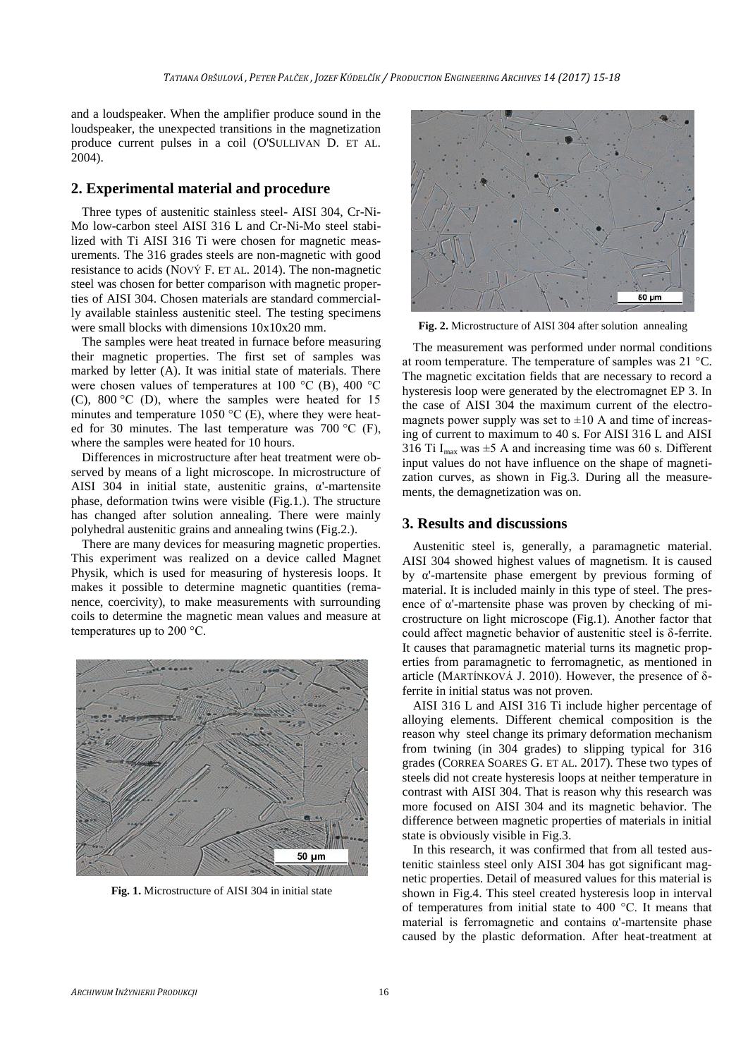and a loudspeaker. When the amplifier produce sound in the loudspeaker, the unexpected transitions in the magnetization produce current pulses in a coil (O'SULLIVAN D. ET AL. 2004).

## 2. Experimental material and procedure

Three types of austenitic stainless steel- AISI 304, Cr-Ni-Mo low-carbon steel AISI 316 L and Cr-Ni-Mo steel stabilized with Ti AISI 316 Ti were chosen for magnetic measurements. The 316 grades steels are non-magnetic with good resistance to acids (NOVÝ F. ET AL. 2014). The non-magnetic steel was chosen for better comparison with magnetic properties of AISI 304. Chosen materials are standard commercially available stainless austenitic steel. The testing specimens were small blocks with dimensions 10x10x20 mm.

The samples were heat treated in furnace before measuring their magnetic properties. The first set of samples was marked by letter (A). It was initial state of materials. There were chosen values of temperatures at 100 °C (B), 400 °C (C), 800 °C (D), where the samples were heated for 15 minutes and temperature 1050 °C (E), where they were heated for 30 minutes. The last temperature was 700 °C (F), where the samples were heated for 10 hours.

Differences in microstructure after heat treatment were observed by means of a light microscope. In microstructure of AISI 304 in initial state, austenitic grains, α'-martensite phase, deformation twins were visible (Fig.1.). The structure has changed after solution annealing. There were mainly polyhedral austenitic grains and annealing twins (Fig.2.).

There are many devices for measuring magnetic properties. This experiment was realized on a device called Magnet Physik, which is used for measuring of hysteresis loops. It makes it possible to determine magnetic quantities (remanence, coercivity), to make measurements with surrounding coils to determine the magnetic mean values and measure at temperatures up to 200 °C.

**Fig. 1.** Microstructure of AISI 304 in initial state

**Fig. 2.** Microstructure of AISI 304 after solution annealing

The measurement was performed under normal conditions at room temperature. The temperature of samples was 21 °C. The magnetic excitation fields that are necessary to record a hysteresis loop were generated by the electromagnet EP 3. In the case of AISI 304 the maximum current of the electromagnets power supply was set to ±10 A and time of increasing of current to maximum to 40 s. For AISI 316 L and AISI 316 Ti $I_{max}$ was ±5 A and increasing time was 60 s. Different input values do not have influence on the shape of magnetization curves, as shown in Fig.3. During all the measurements, the demagnetization was on.

## 3. Results and discussions

Austenitic steel is, generally, a paramagnetic material. AISI 304 showed highest values of magnetism. It is caused by α'-martensite phase emergent by previous forming of material. It is included mainly in this type of steel. The presence of α'-martensite phase was proven by checking of microstructure on light microscope (Fig.1). Another factor that could affect magnetic behavior of austenitic steel is δ-ferrite. It causes that paramagnetic material turns its magnetic properties from paramagnetic to ferromagnetic, as mentioned in article (MARTÍNKOVÁ J. 2010). However, the presence of δ-ferrite in initial status was not proven.

AISI 316 L and AISI 316 Ti include higher percentage of alloying elements. Different chemical composition is the reason why steel change its primary deformation mechanism from twining (in 304 grades) to slipping typical for 316 grades (CORREA SOARES G. ET AL. 2017). These two types of steels did not create hysteresis loops at neither temperature in contrast with AISI 304. That is reason why this research was more focused on AISI 304 and its magnetic behavior. The difference between magnetic properties of materials in initial state is obviously visible in Fig.3.

In this research, it was confirmed that from all tested austenitic stainless steel only AISI 304 has got significant magnetic properties. Detail of measured values for this material is shown in Fig.4. This steel created hysteresis loop in interval of temperatures from initial state to 400 °C. It means that material is ferromagnetic and contains α'-martensite phase caused by the plastic deformation. After heat-treatment at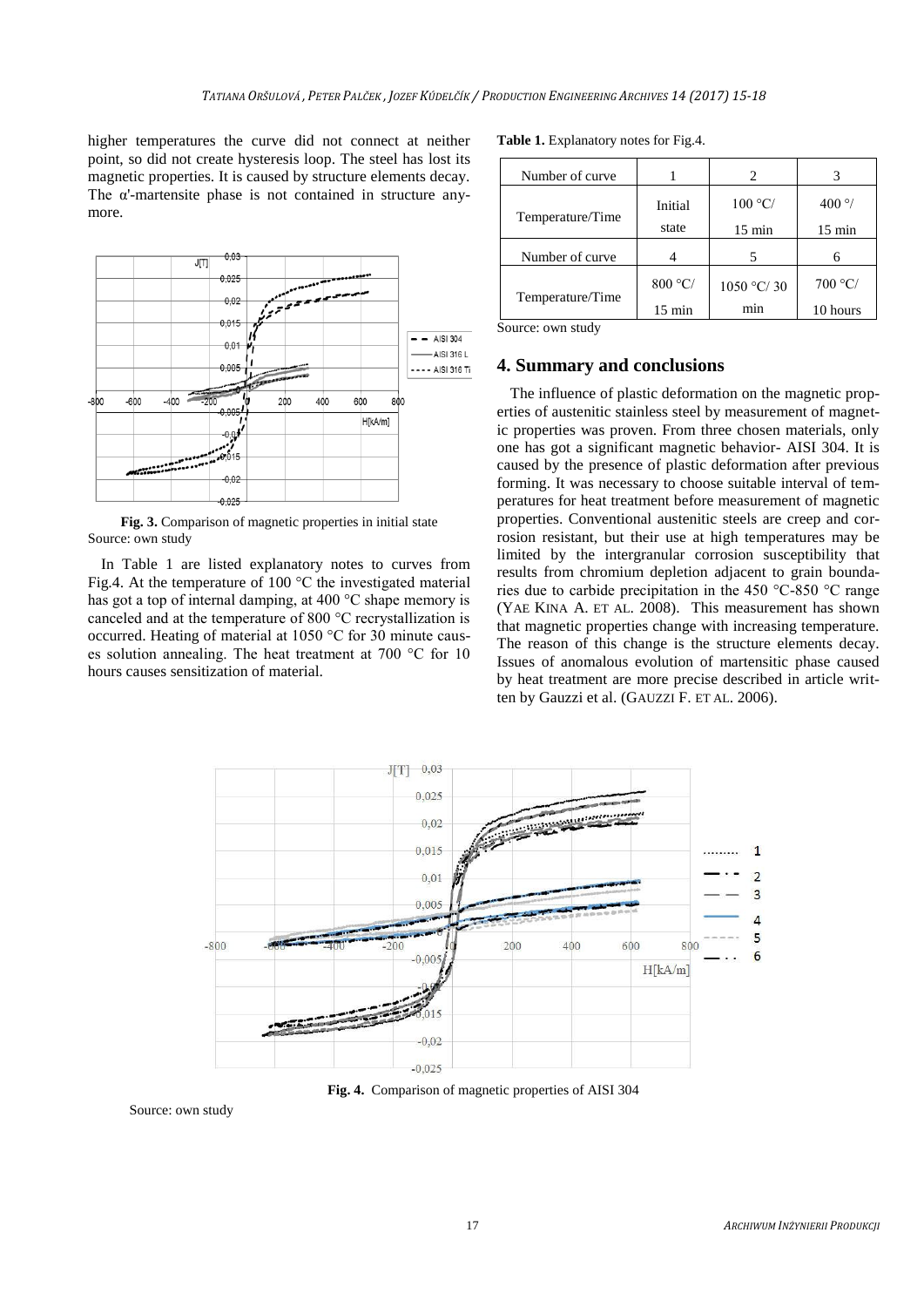higher temperatures the curve did not connect at neither point, so did not create hysteresis loop. The steel has lost its magnetic properties. It is caused by structure elements decay. The α'-martensite phase is not contained in structure anymore.

**Fig. 3.** Comparison of magnetic properties in initial state

Source: own study

In Table 1 are listed explanatory notes to curves from Fig.4. At the temperature of 100 °C the investigated material has got a top of internal damping, at 400 °C shape memory is canceled and at the temperature of 800 °C recrystallization is occurred. Heating of material at 1050 °C for 30 minute causes solution annealing. The heat treatment at 700 °C for 10 hours causes sensitization of material.

**Table 1.** Explanatory notes for Fig.4.

| Number of curve | 1 | 2 | 3 |
|---|---|---|---|
| Temperature/Time | Initial state | 100 °C/ 15 min | 400 °/ 15 min |
| Number of curve | 4 | 5 | 6 |
| Temperature/Time | 800 °C/ 15 min | 1050 °C/ 30 min | 700 °C/ 10 hours |

Source: own study

## 4. Summary and conclusions

The influence of plastic deformation on the magnetic properties of austenitic stainless steel by measurement of magnetic properties was proven. From three chosen materials, only one has got a significant magnetic behavior- AISI 304. It is caused by the presence of plastic deformation after previous forming. It was necessary to choose suitable interval of temperatures for heat treatment before measurement of magnetic properties. Conventional austenitic steels are creep and corrosion resistant, but their use at high temperatures may be limited by the intergranular corrosion susceptibility that results from chromium depletion adjacent to grain boundaries due to carbide precipitation in the 450 °C-850 °C range (YAE KINA A. ET AL. 2008). This measurement has shown that magnetic properties change with increasing temperature. The reason of this change is the structure elements decay. Issues of anomalous evolution of martensitic phase caused by heat treatment are more precise described in article written by Gauzzi et al. (GAUZZI F. ET AL. 2006).

**Fig. 4.** Comparison of magnetic properties of AISI 304

Source: own study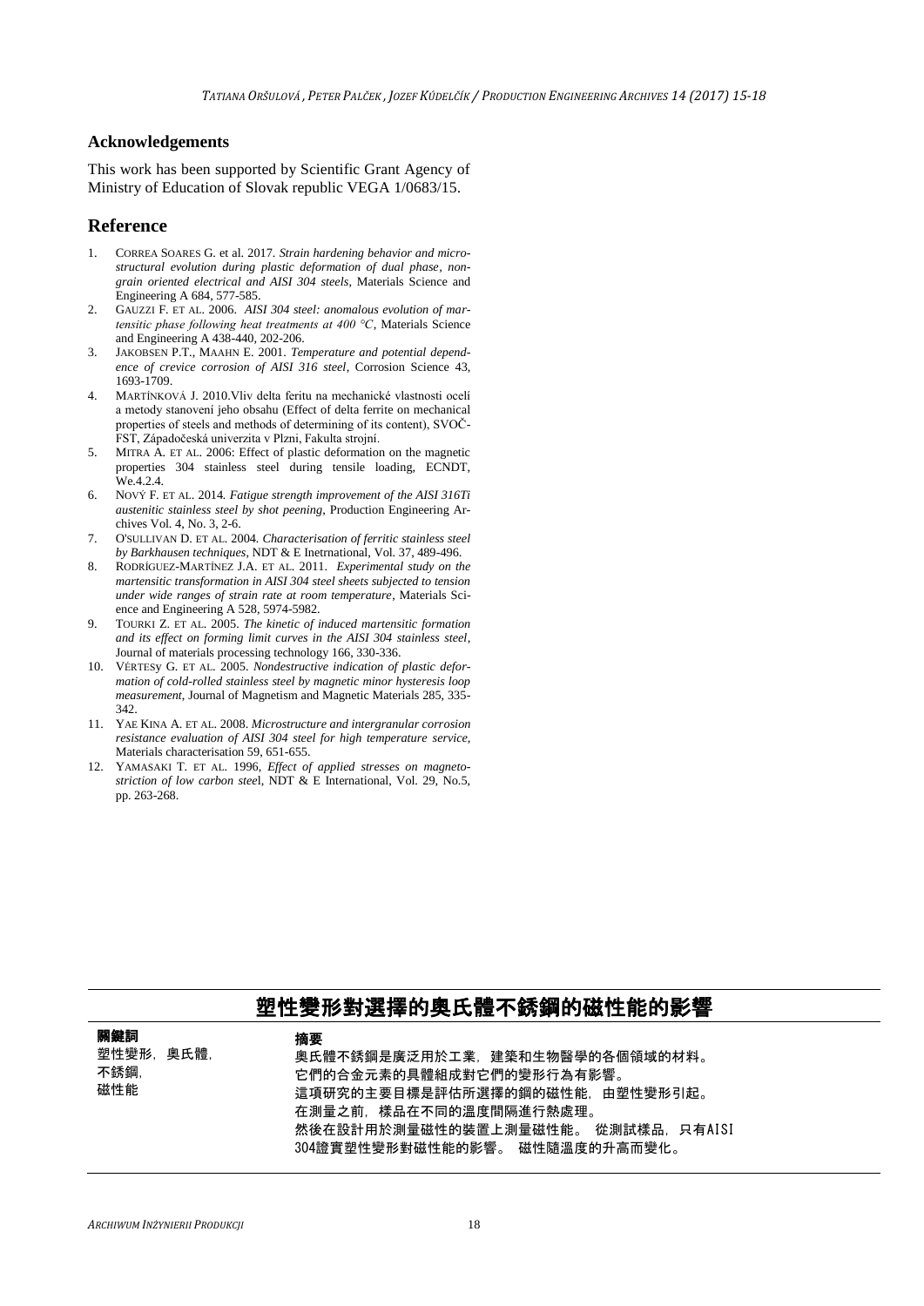## Acknowledgements

This work has been supported by Scientific Grant Agency of Ministry of Education of Slovak republic VEGA 1/0683/15.

## Reference

1. CORREA SOARES G. et al. 2017. *Strain hardening behavior and micro-structural evolution during plastic deformation of dual phase, non-grain oriented electrical and AISI 304 steels*, Materials Science and Engineering A 684, 577-585.
2. GAUZZI F. ET AL. 2006. *AISI 304 steel: anomalous evolution of martensitic phase following heat treatments at 400 °C*, Materials Science and Engineering A 438-440, 202-206.
3. JAKOBSEN P.T., MAAHN E. 2001. *Temperature and potential dependence of crevice corrosion of AISI 316 steel*, Corrosion Science 43, 1693-1709.
4. MARTÍNKOVÁ J. 2010.Vliv delta feritu na mechanické vlastnosti ocelí a metody stanovení jeho obsahu (Effect of delta ferrite on mechanical properties of steels and methods of determining of its content), SVOČ-FST, Západočeská univerzita v Plzni, Fakulta strojní.
5. MITRA A. ET AL. 2006: Effect of plastic deformation on the magnetic properties 304 stainless steel during tensile loading, ECNDT, We.4.2.4.
6. NOVÝ F. ET AL. 2014. *Fatigue strength improvement of the AISI 316Ti austenitic stainless steel by shot peening*, Production Engineering Archives Vol. 4, No. 3, 2-6.
7. O'SULLIVAN D. ET AL. 2004. *Characterisation of ferritic stainless steel by Barkhausen techniques*, NDT & E Inetrnational, Vol. 37, 489-496.
8. RODRÍGUEZ-MARTÍNEZ J.A. ET AL. 2011. *Experimental study on the martensitic transformation in AISI 304 steel sheets subjected to tension under wide ranges of strain rate at room temperature*, Materials Science and Engineering A 528, 5974-5982.
9. TOURKI Z. ET AL. 2005. *The kinetic of induced martensitic formation and its effect on forming limit curves in the AISI 304 stainless steel*, Journal of materials processing technology 166, 330-336.
10. VÉRTESy G. ET AL. 2005. *Nondestructive indication of plastic deformation of cold-rolled stainless steel by magnetic minor hysteresis loop measurement*, Journal of Magnetism and Magnetic Materials 285, 335-342.
11. YAE KINA A. ET AL. 2008. *Microstructure and intergranular corrosion resistance evaluation of AISI 304 steel for high temperature service*, Materials characterisation 59, 651-655.
12. YAMASAKI T. ET AL. 1996, *Effect of applied stresses on magnetostriction of low carbon steel*, NDT & E International, Vol. 29, No.5, pp. 263-268.

## 塑性變形對選擇的奧氏體不銹鋼的磁性能的影響

**關鍵詞**
塑性變形，奧氏體，
不銹鋼，
磁性能

**摘要**
奧氏體不銹鋼是廣泛用於工業，建築和生物醫學的各個領域的材料。
它們的合金元素的具體組成對它們的變形行為有影響。
這項研究的主要目標是評估所選擇的鋼的磁性能，由塑性變形引起。
在測量之前，樣品在不同的溫度間隔進行熱處理。
然後在設計用於測量磁性的裝置上測量磁性能。 從測試樣品，只有AISI 304證實塑性變形對磁性能的影響。 磁性隨溫度的升高而變化。